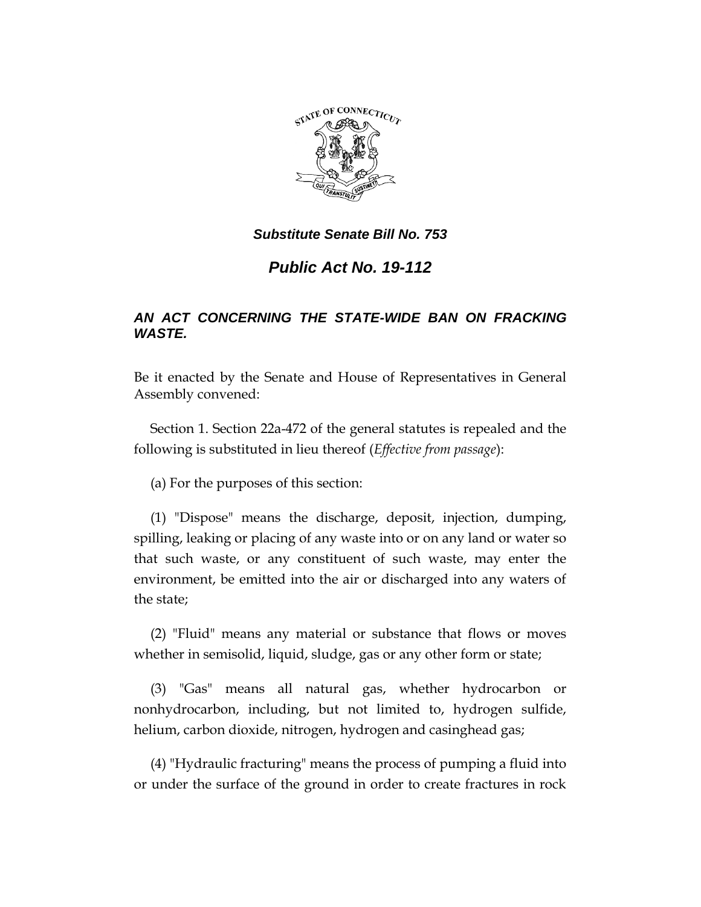*Substitute Senate Bill No. 753*

# *Public Act No. 19-112*

## *AN ACT CONCERNING THE STATE-WIDE BAN ON FRACKING WASTE.*

Be it enacted by the Senate and House of Representatives in General Assembly convened:

Section 1. Section 22a-472 of the general statutes is repealed and the following is substituted in lieu thereof (*Effective from passage*):

(a) For the purposes of this section:

(1) "Dispose" means the discharge, deposit, injection, dumping, spilling, leaking or placing of any waste into or on any land or water so that such waste, or any constituent of such waste, may enter the environment, be emitted into the air or discharged into any waters of the state;

(2) "Fluid" means any material or substance that flows or moves whether in semisolid, liquid, sludge, gas or any other form or state;

(3) "Gas" means all natural gas, whether hydrocarbon or nonhydrocarbon, including, but not limited to, hydrogen sulfide, helium, carbon dioxide, nitrogen, hydrogen and casinghead gas;

(4) "Hydraulic fracturing" means the process of pumping a fluid into or under the surface of the ground in order to create fractures in rock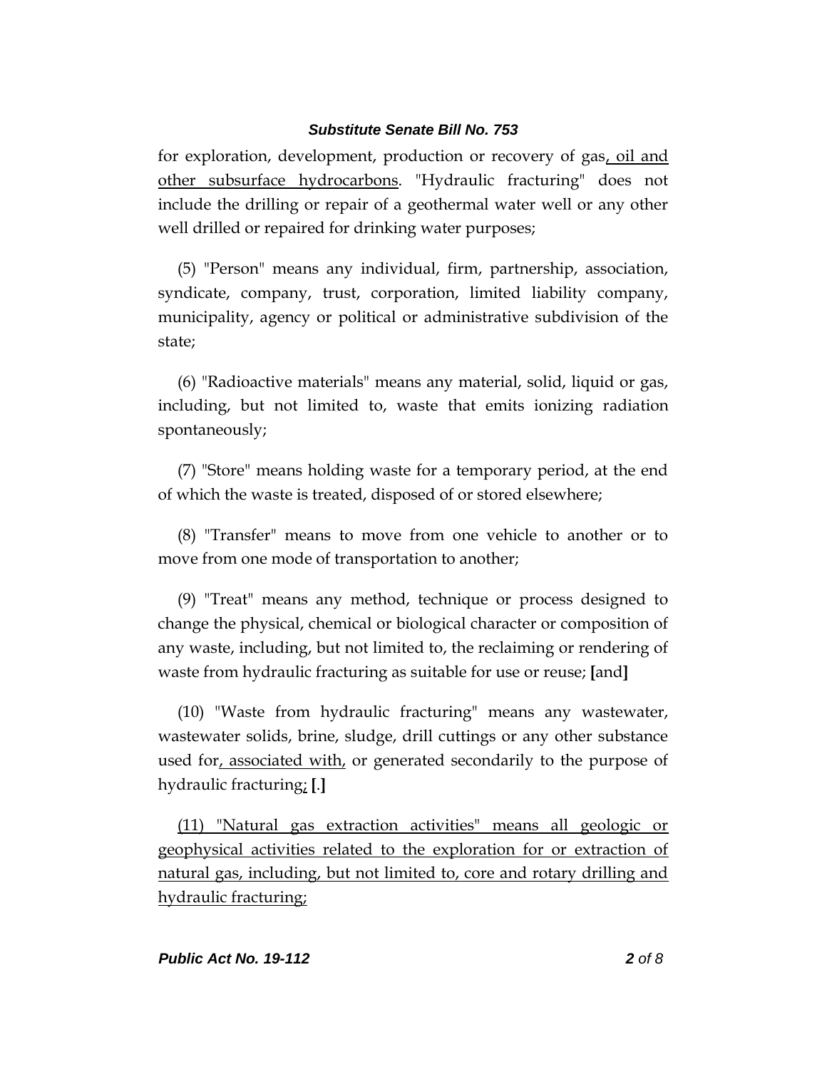for exploration, development, production or recovery of gas, oil and other subsurface hydrocarbons. "Hydraulic fracturing" does not include the drilling or repair of a geothermal water well or any other well drilled or repaired for drinking water purposes;

(5) "Person" means any individual, firm, partnership, association, syndicate, company, trust, corporation, limited liability company, municipality, agency or political or administrative subdivision of the state;

(6) "Radioactive materials" means any material, solid, liquid or gas, including, but not limited to, waste that emits ionizing radiation spontaneously;

(7) "Store" means holding waste for a temporary period, at the end of which the waste is treated, disposed of or stored elsewhere;

(8) "Transfer" means to move from one vehicle to another or to move from one mode of transportation to another;

(9) "Treat" means any method, technique or process designed to change the physical, chemical or biological character or composition of any waste, including, but not limited to, the reclaiming or rendering of waste from hydraulic fracturing as suitable for use or reuse; **[**and**]**

(10) "Waste from hydraulic fracturing" means any wastewater, wastewater solids, brine, sludge, drill cuttings or any other substance used for, associated with, or generated secondarily to the purpose of hydraulic fracturing; **[**.**]**

(11) "Natural gas extraction activities" means all geologic or geophysical activities related to the exploration for or extraction of natural gas, including, but not limited to, core and rotary drilling and hydraulic fracturing;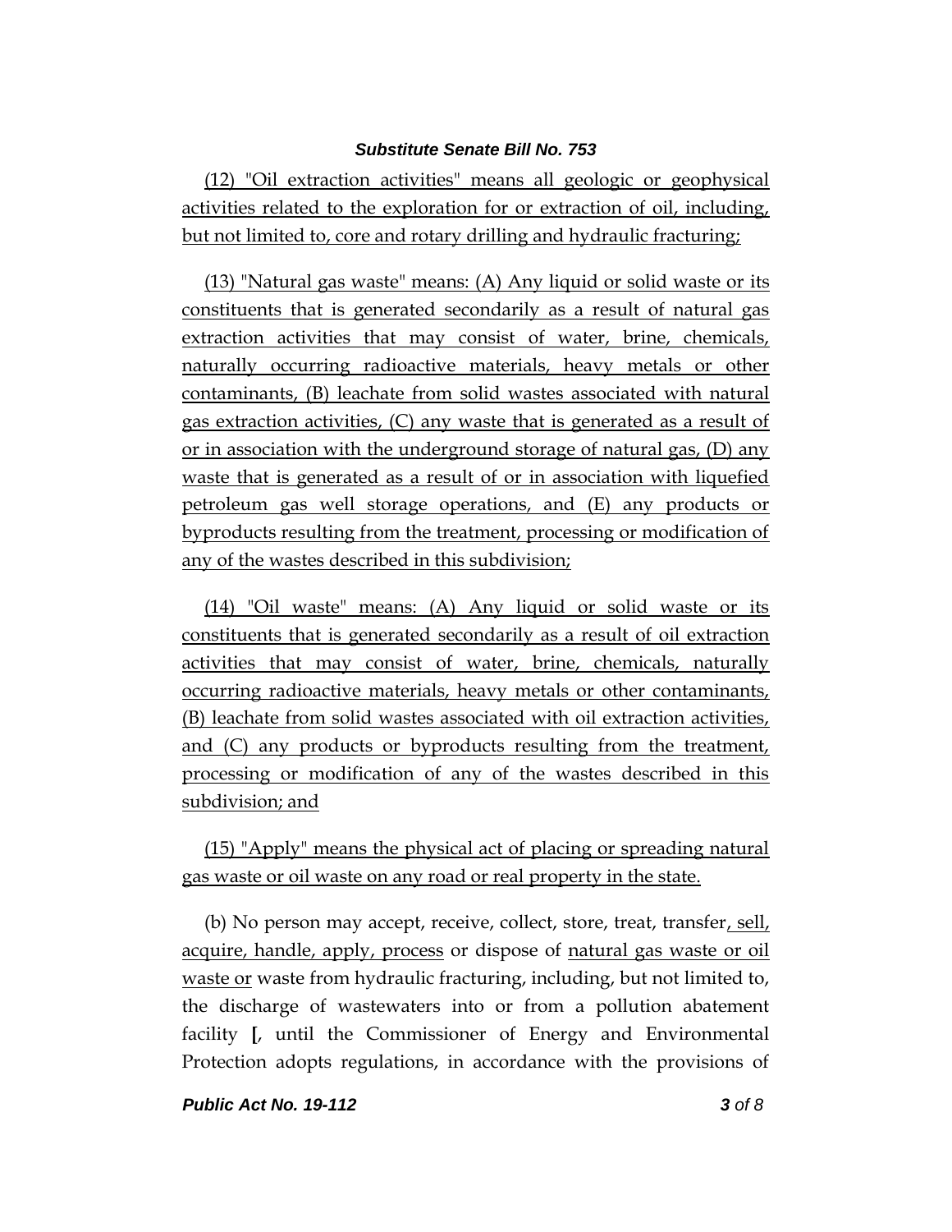(12) "Oil extraction activities" means all geologic or geophysical activities related to the exploration for or extraction of oil, including, but not limited to, core and rotary drilling and hydraulic fracturing;

(13) "Natural gas waste" means: (A) Any liquid or solid waste or its constituents that is generated secondarily as a result of natural gas extraction activities that may consist of water, brine, chemicals, naturally occurring radioactive materials, heavy metals or other contaminants, (B) leachate from solid wastes associated with natural gas extraction activities, (C) any waste that is generated as a result of or in association with the underground storage of natural gas, (D) any waste that is generated as a result of or in association with liquefied petroleum gas well storage operations, and (E) any products or byproducts resulting from the treatment, processing or modification of any of the wastes described in this subdivision;

(14) "Oil waste" means: (A) Any liquid or solid waste or its constituents that is generated secondarily as a result of oil extraction activities that may consist of water, brine, chemicals, naturally occurring radioactive materials, heavy metals or other contaminants, (B) leachate from solid wastes associated with oil extraction activities, and (C) any products or byproducts resulting from the treatment, processing or modification of any of the wastes described in this subdivision; and

(15) "Apply" means the physical act of placing or spreading natural gas waste or oil waste on any road or real property in the state.

(b) No person may accept, receive, collect, store, treat, transfer, sell, acquire, handle, apply, process or dispose of natural gas waste or oil waste or waste from hydraulic fracturing, including, but not limited to, the discharge of wastewaters into or from a pollution abatement facility **[**, until the Commissioner of Energy and Environmental Protection adopts regulations, in accordance with the provisions of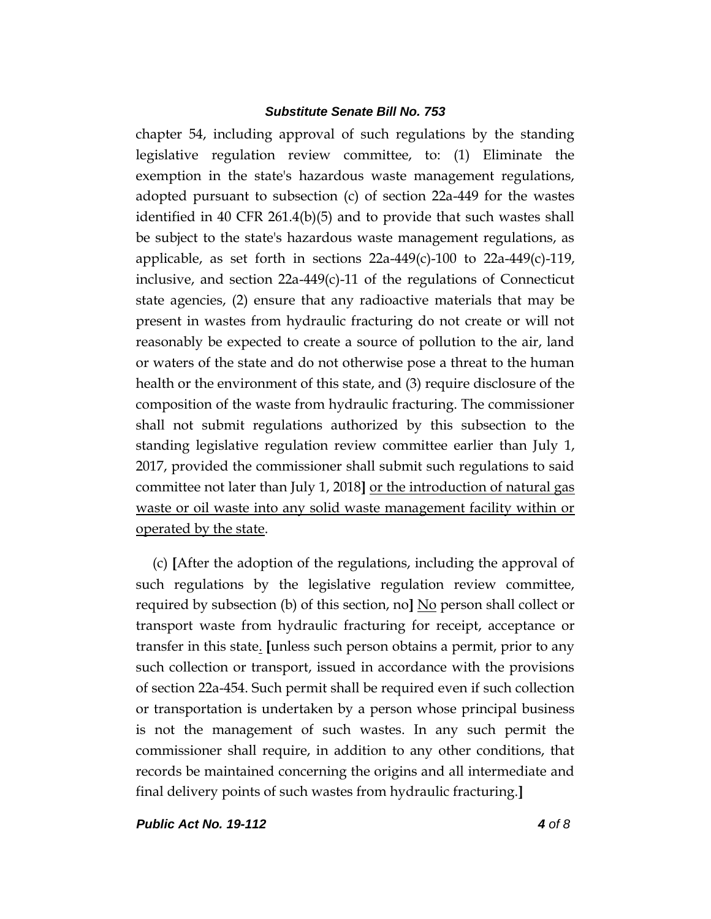chapter 54, including approval of such regulations by the standing legislative regulation review committee, to: (1) Eliminate the exemption in the state's hazardous waste management regulations, adopted pursuant to subsection (c) of section 22a-449 for the wastes identified in 40 CFR 261.4(b)(5) and to provide that such wastes shall be subject to the state's hazardous waste management regulations, as applicable, as set forth in sections 22a-449(c)-100 to 22a-449(c)-119, inclusive, and section 22a-449(c)-11 of the regulations of Connecticut state agencies, (2) ensure that any radioactive materials that may be present in wastes from hydraulic fracturing do not create or will not reasonably be expected to create a source of pollution to the air, land or waters of the state and do not otherwise pose a threat to the human health or the environment of this state, and (3) require disclosure of the composition of the waste from hydraulic fracturing. The commissioner shall not submit regulations authorized by this subsection to the standing legislative regulation review committee earlier than July 1, 2017, provided the commissioner shall submit such regulations to said committee not later than July 1, 2018] <u>or the introduction of natural gas waste or oil waste into any solid waste management facility within or operated by the state</u>.

(c) [After the adoption of the regulations, including the approval of such regulations by the legislative regulation review committee, required by subsection (b) of this section, no] <u>No</u> person shall collect or transport waste from hydraulic fracturing for receipt, acceptance or transfer in this state<u>.</u> [unless such person obtains a permit, prior to any such collection or transport, issued in accordance with the provisions of section 22a-454. Such permit shall be required even if such collection or transportation is undertaken by a person whose principal business is not the management of such wastes. In any such permit the commissioner shall require, in addition to any other conditions, that records be maintained concerning the origins and all intermediate and final delivery points of such wastes from hydraulic fracturing.]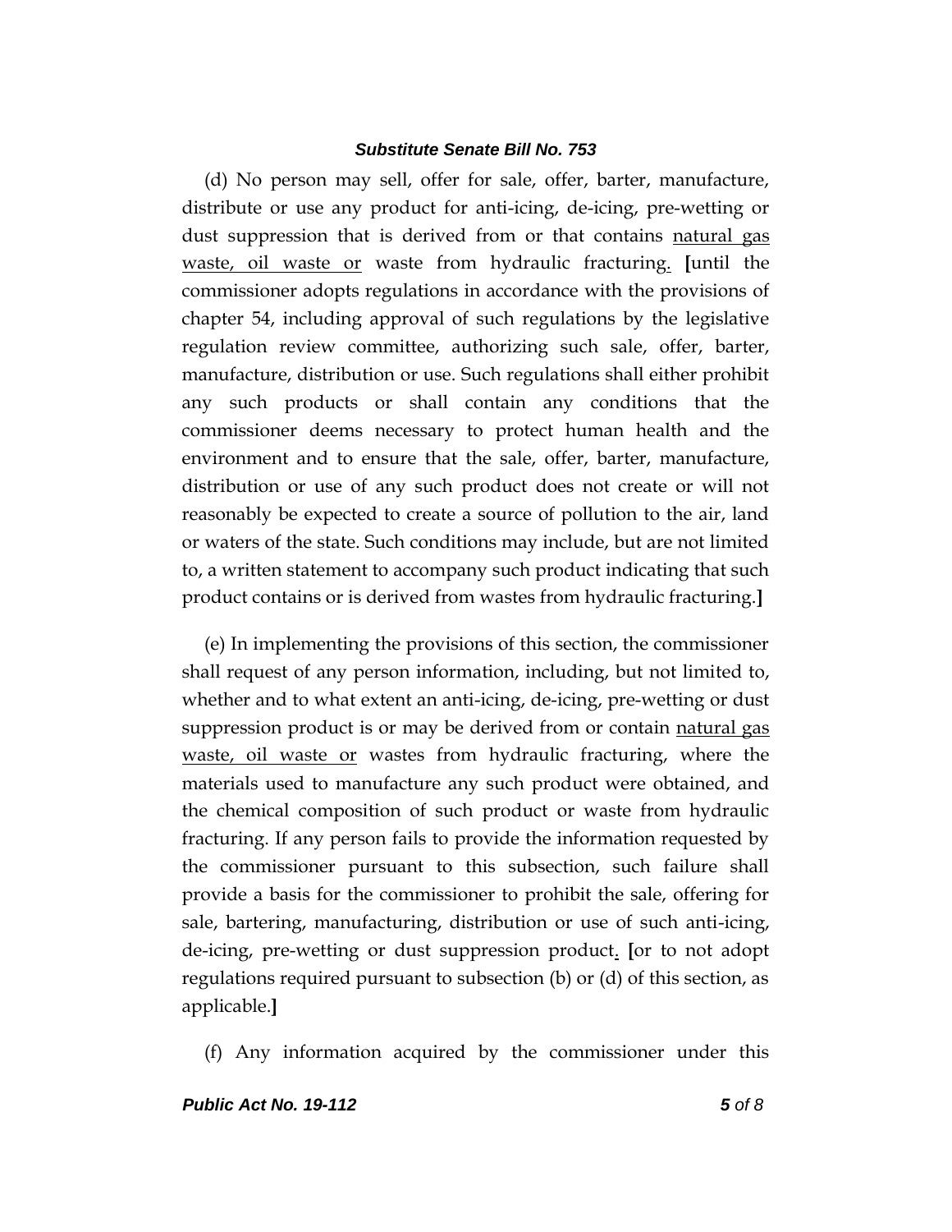(d) No person may sell, offer for sale, offer, barter, manufacture, distribute or use any product for anti-icing, de-icing, pre-wetting or dust suppression that is derived from or that contains <u>natural gas waste, oil waste or</u> waste from hydraulic fracturing<u>.</u> [until the commissioner adopts regulations in accordance with the provisions of chapter 54, including approval of such regulations by the legislative regulation review committee, authorizing such sale, offer, barter, manufacture, distribution or use. Such regulations shall either prohibit any such products or shall contain any conditions that the commissioner deems necessary to protect human health and the environment and to ensure that the sale, offer, barter, manufacture, distribution or use of any such product does not create or will not reasonably be expected to create a source of pollution to the air, land or waters of the state. Such conditions may include, but are not limited to, a written statement to accompany such product indicating that such product contains or is derived from wastes from hydraulic fracturing.]

(e) In implementing the provisions of this section, the commissioner shall request of any person information, including, but not limited to, whether and to what extent an anti-icing, de-icing, pre-wetting or dust suppression product is or may be derived from or contain <u>natural gas waste, oil waste or</u> wastes from hydraulic fracturing, where the materials used to manufacture any such product were obtained, and the chemical composition of such product or waste from hydraulic fracturing. If any person fails to provide the information requested by the commissioner pursuant to this subsection, such failure shall provide a basis for the commissioner to prohibit the sale, offering for sale, bartering, manufacturing, distribution or use of such anti-icing, de-icing, pre-wetting or dust suppression product<u>.</u> [or to not adopt regulations required pursuant to subsection (b) or (d) of this section, as applicable.]

(f) Any information acquired by the commissioner under this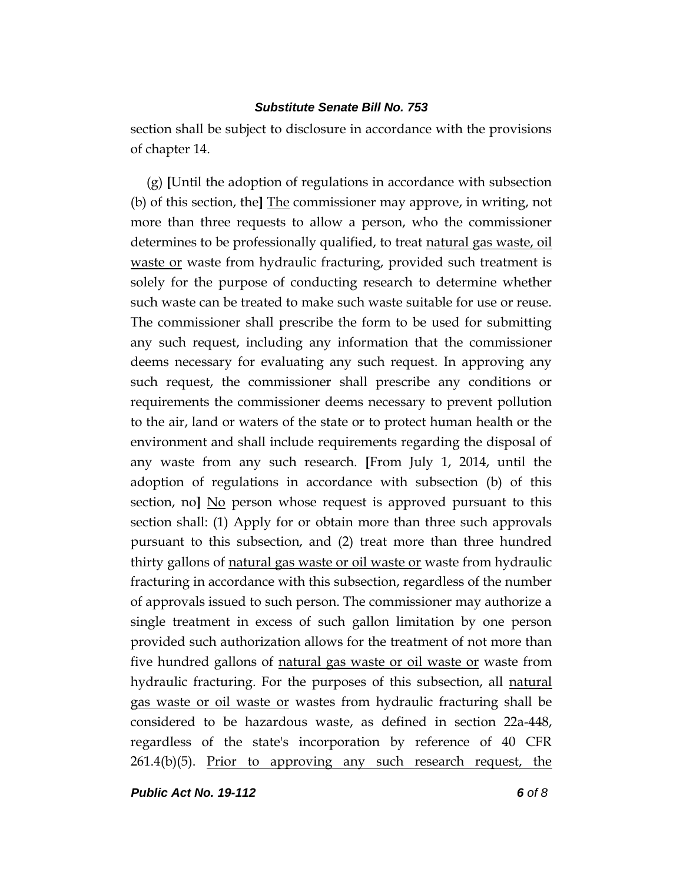section shall be subject to disclosure in accordance with the provisions of chapter 14.

(g) **[**Until the adoption of regulations in accordance with subsection (b) of this section, the**]** <u>The</u> commissioner may approve, in writing, not more than three requests to allow a person, who the commissioner determines to be professionally qualified, to treat <u>natural gas waste, oil waste or</u> waste from hydraulic fracturing, provided such treatment is solely for the purpose of conducting research to determine whether such waste can be treated to make such waste suitable for use or reuse. The commissioner shall prescribe the form to be used for submitting any such request, including any information that the commissioner deems necessary for evaluating any such request. In approving any such request, the commissioner shall prescribe any conditions or requirements the commissioner deems necessary to prevent pollution to the air, land or waters of the state or to protect human health or the environment and shall include requirements regarding the disposal of any waste from any such research. **[**From July 1, 2014, until the adoption of regulations in accordance with subsection (b) of this section, no**]** <u>No</u> person whose request is approved pursuant to this section shall: (1) Apply for or obtain more than three such approvals pursuant to this subsection, and (2) treat more than three hundred thirty gallons of <u>natural gas waste or oil waste or</u> waste from hydraulic fracturing in accordance with this subsection, regardless of the number of approvals issued to such person. The commissioner may authorize a single treatment in excess of such gallon limitation by one person provided such authorization allows for the treatment of not more than five hundred gallons of <u>natural gas waste or oil waste or</u> waste from hydraulic fracturing. For the purposes of this subsection, all <u>natural gas waste or oil waste or</u> wastes from hydraulic fracturing shall be considered to be hazardous waste, as defined in section 22a-448, regardless of the state's incorporation by reference of 40 CFR 261.4(b)(5). <u>Prior to approving any such research request, the</u>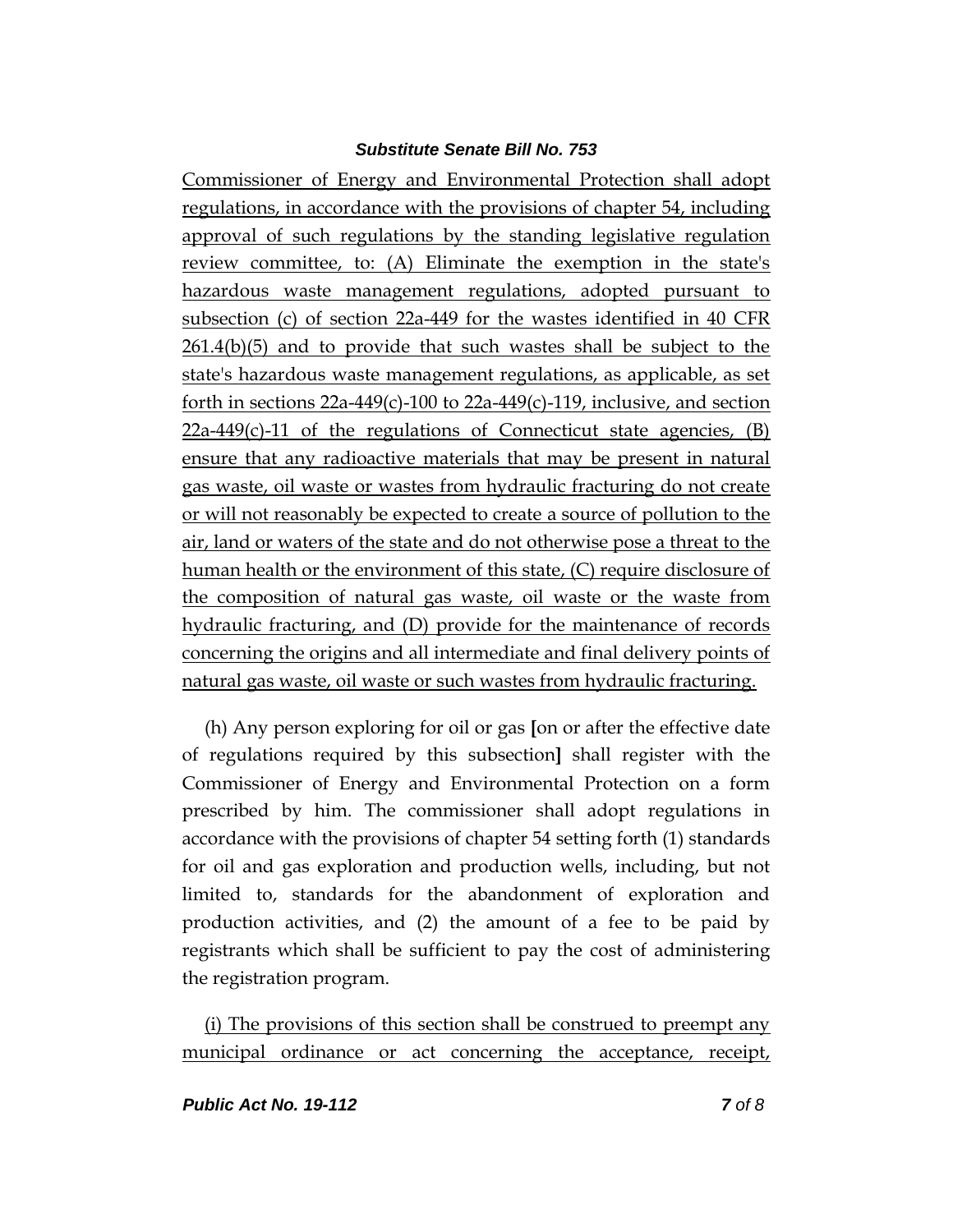Commissioner of Energy and Environmental Protection shall adopt regulations, in accordance with the provisions of chapter 54, including approval of such regulations by the standing legislative regulation review committee, to: (A) Eliminate the exemption in the state's hazardous waste management regulations, adopted pursuant to subsection (c) of section 22a-449 for the wastes identified in 40 CFR 261.4(b)(5) and to provide that such wastes shall be subject to the state's hazardous waste management regulations, as applicable, as set forth in sections 22a-449(c)-100 to 22a-449(c)-119, inclusive, and section 22a-449(c)-11 of the regulations of Connecticut state agencies, (B) ensure that any radioactive materials that may be present in natural gas waste, oil waste or wastes from hydraulic fracturing do not create or will not reasonably be expected to create a source of pollution to the air, land or waters of the state and do not otherwise pose a threat to the human health or the environment of this state, (C) require disclosure of the composition of natural gas waste, oil waste or the waste from hydraulic fracturing, and (D) provide for the maintenance of records concerning the origins and all intermediate and final delivery points of natural gas waste, oil waste or such wastes from hydraulic fracturing.

(h) Any person exploring for oil or gas **[**on or after the effective date of regulations required by this subsection**]** shall register with the Commissioner of Energy and Environmental Protection on a form prescribed by him. The commissioner shall adopt regulations in accordance with the provisions of chapter 54 setting forth (1) standards for oil and gas exploration and production wells, including, but not limited to, standards for the abandonment of exploration and production activities, and (2) the amount of a fee to be paid by registrants which shall be sufficient to pay the cost of administering the registration program.

(i) The provisions of this section shall be construed to preempt any municipal ordinance or act concerning the acceptance, receipt,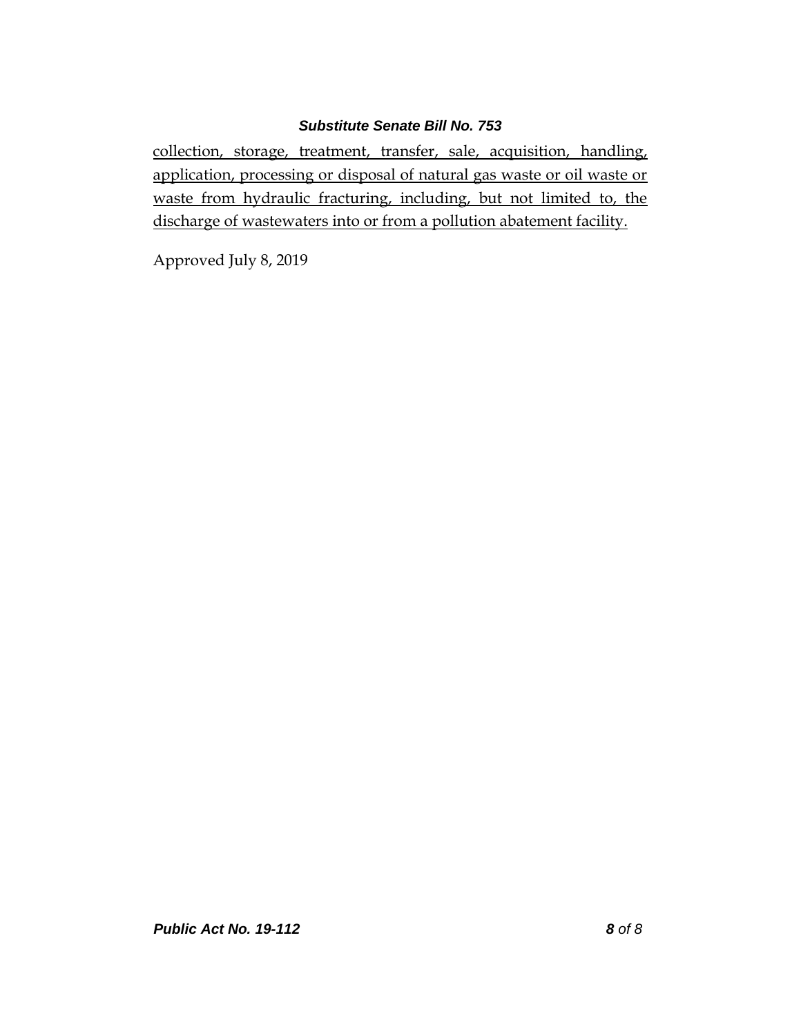collection, storage, treatment, transfer, sale, acquisition, handling, application, processing or disposal of natural gas waste or oil waste or waste from hydraulic fracturing, including, but not limited to, the discharge of wastewaters into or from a pollution abatement facility.

Approved July 8, 2019